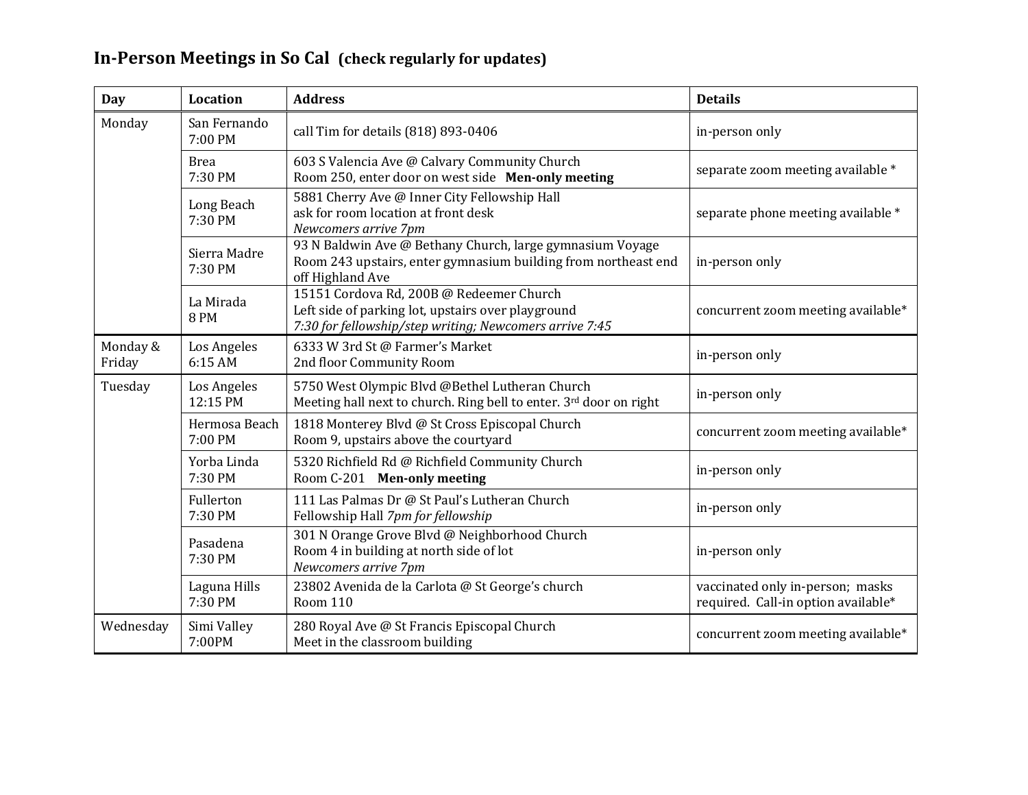## In-Person Meetings in So Cal **(check regularly for updates)**

| Day | Location | Address | Details |
|---|---|---|---|
| Monday | San Fernando<br>7:00 PM | call Tim for details (818) 893-0406 | in-person only |
| | Brea<br>7:30 PM | 603 S Valencia Ave @ Calvary Community Church<br>Room 250, enter door on west side **Men-only meeting** | separate zoom meeting available * |
| | Long Beach<br>7:30 PM | 5881 Cherry Ave @ Inner City Fellowship Hall<br>ask for room location at front desk<br>*Newcomers arrive 7pm* | separate phone meeting available * |
| | Sierra Madre<br>7:30 PM | 93 N Baldwin Ave @ Bethany Church, large gymnasium Voyage Room 243 upstairs, enter gymnasium building from northeast end off Highland Ave | in-person only |
| | La Mirada<br>8 PM | 15151 Cordova Rd, 200B @ Redeemer Church<br>Left side of parking lot, upstairs over playground<br>*7:30 for fellowship/step writing; Newcomers arrive 7:45* | concurrent zoom meeting available* |
| Monday & Friday | Los Angeles<br>6:15 AM | 6333 W 3rd St @ Farmer's Market<br>2nd floor Community Room | in-person only |
| Tuesday | Los Angeles<br>12:15 PM | 5750 West Olympic Blvd @Bethel Lutheran Church<br>Meeting hall next to church. Ring bell to enter. 3rd door on right | in-person only |
| | Hermosa Beach<br>7:00 PM | 1818 Monterey Blvd @ St Cross Episcopal Church<br>Room 9, upstairs above the courtyard | concurrent zoom meeting available* |
| | Yorba Linda<br>7:30 PM | 5320 Richfield Rd @ Richfield Community Church<br>Room C-201 **Men-only meeting** | in-person only |
| | Fullerton<br>7:30 PM | 111 Las Palmas Dr @ St Paul's Lutheran Church<br>Fellowship Hall *7pm for fellowship* | in-person only |
| | Pasadena<br>7:30 PM | 301 N Orange Grove Blvd @ Neighborhood Church<br>Room 4 in building at north side of lot<br>*Newcomers arrive 7pm* | in-person only |
| | Laguna Hills<br>7:30 PM | 23802 Avenida de la Carlota @ St George's church<br>Room 110 | vaccinated only in-person; masks required. Call-in option available* |
| Wednesday | Simi Valley<br>7:00PM | 280 Royal Ave @ St Francis Episcopal Church<br>Meet in the classroom building | concurrent zoom meeting available* |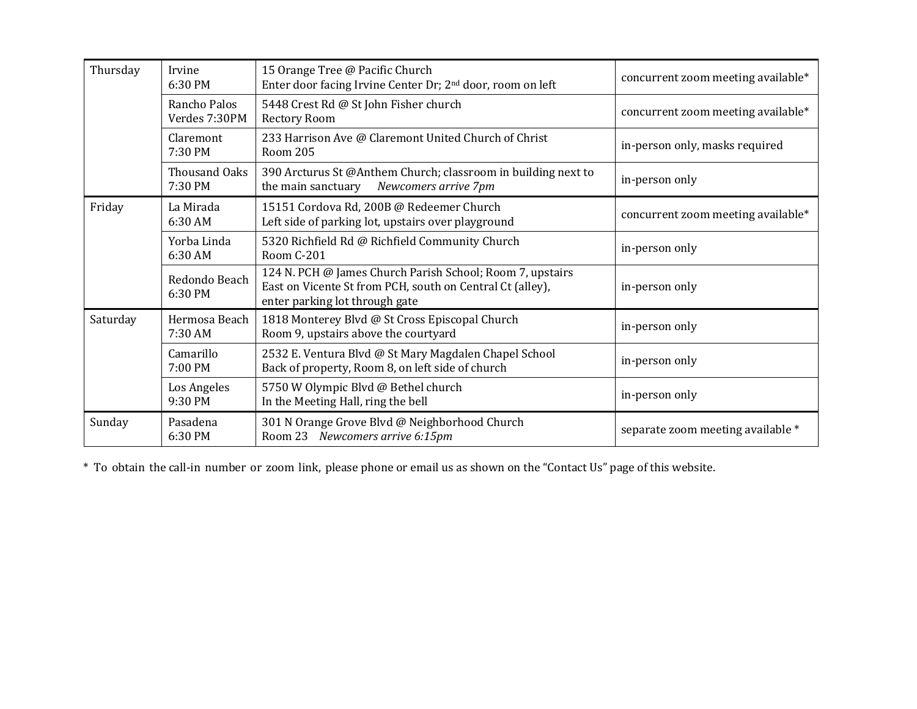| | | | |
|---|---|---|---|
| Thursday | Irvine<br>6:30 PM | 15 Orange Tree @ Pacific Church<br>Enter door facing Irvine Center Dr; 2nd door, room on left | concurrent zoom meeting available* |
| | Rancho Palos Verdes 7:30PM | 5448 Crest Rd @ St John Fisher church<br>Rectory Room | concurrent zoom meeting available* |
| | Claremont<br>7:30 PM | 233 Harrison Ave @ Claremont United Church of Christ<br>Room 205 | in-person only, masks required |
| | Thousand Oaks<br>7:30 PM | 390 Arcturus St @Anthem Church; classroom in building next to the main sanctuary *Newcomers arrive 7pm* | in-person only |
| Friday | La Mirada<br>6:30 AM | 15151 Cordova Rd, 200B @ Redeemer Church<br>Left side of parking lot, upstairs over playground | concurrent zoom meeting available* |
| | Yorba Linda<br>6:30 AM | 5320 Richfield Rd @ Richfield Community Church<br>Room C-201 | in-person only |
| | Redondo Beach<br>6:30 PM | 124 N. PCH @ James Church Parish School; Room 7, upstairs<br>East on Vicente St from PCH, south on Central Ct (alley), enter parking lot through gate | in-person only |
| Saturday | Hermosa Beach<br>7:30 AM | 1818 Monterey Blvd @ St Cross Episcopal Church<br>Room 9, upstairs above the courtyard | in-person only |
| | Camarillo<br>7:00 PM | 2532 E. Ventura Blvd @ St Mary Magdalen Chapel School<br>Back of property, Room 8, on left side of church | in-person only |
| | Los Angeles<br>9:30 PM | 5750 W Olympic Blvd @ Bethel church<br>In the Meeting Hall, ring the bell | in-person only |
| Sunday | Pasadena<br>6:30 PM | 301 N Orange Grove Blvd @ Neighborhood Church<br>Room 23 *Newcomers arrive 6:15pm* | separate zoom meeting available * |

* To obtain the call-in number or zoom link, please phone or email us as shown on the "Contact Us" page of this website.